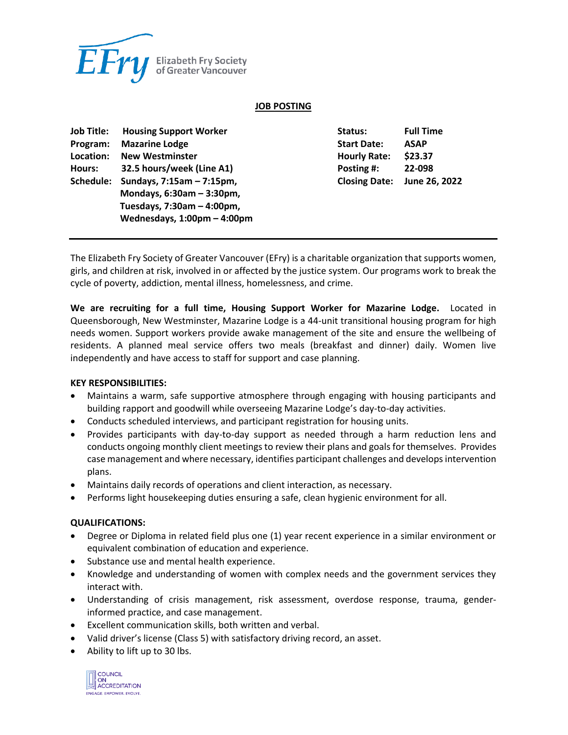Elizabeth Fry Society of Greater Vancouver

# JOB POSTING

| | | | |
|---|---|---|---|
| **Job Title:** | **Housing Support Worker** | **Status:** | **Full Time** |
| **Program:** | **Mazarine Lodge** | **Start Date:** | **ASAP** |
| **Location:** | **New Westminster** | **Hourly Rate:** | **$23.37** |
| **Hours:** | **32.5 hours/week (Line A1)** | **Posting #:** | **22-098** |
| **Schedule:** | **Sundays, 7:15am – 7:15pm, Mondays, 6:30am – 3:30pm, Tuesdays, 7:30am – 4:00pm, Wednesdays, 1:00pm – 4:00pm** | **Closing Date:** | **June 26, 2022** |

The Elizabeth Fry Society of Greater Vancouver (EFry) is a charitable organization that supports women, girls, and children at risk, involved in or affected by the justice system. Our programs work to break the cycle of poverty, addiction, mental illness, homelessness, and crime.

**We are recruiting for a full time, Housing Support Worker for Mazarine Lodge.** Located in Queensborough, New Westminster, Mazarine Lodge is a 44-unit transitional housing program for high needs women. Support workers provide awake management of the site and ensure the wellbeing of residents. A planned meal service offers two meals (breakfast and dinner) daily. Women live independently and have access to staff for support and case planning.

## KEY RESPONSIBILITIES:

- Maintains a warm, safe supportive atmosphere through engaging with housing participants and building rapport and goodwill while overseeing Mazarine Lodge's day-to-day activities.
- Conducts scheduled interviews, and participant registration for housing units.
- Provides participants with day-to-day support as needed through a harm reduction lens and conducts ongoing monthly client meetings to review their plans and goals for themselves. Provides case management and where necessary, identifies participant challenges and develops intervention plans.
- Maintains daily records of operations and client interaction, as necessary.
- Performs light housekeeping duties ensuring a safe, clean hygienic environment for all.

## QUALIFICATIONS:

- Degree or Diploma in related field plus one (1) year recent experience in a similar environment or equivalent combination of education and experience.
- Substance use and mental health experience.
- Knowledge and understanding of women with complex needs and the government services they interact with.
- Understanding of crisis management, risk assessment, overdose response, trauma, gender-informed practice, and case management.
- Excellent communication skills, both written and verbal.
- Valid driver's license (Class 5) with satisfactory driving record, an asset.
- Ability to lift up to 30 lbs.

COUNCIL ON ACCREDITATION
ENGAGE. EMPOWER. EVOLVE.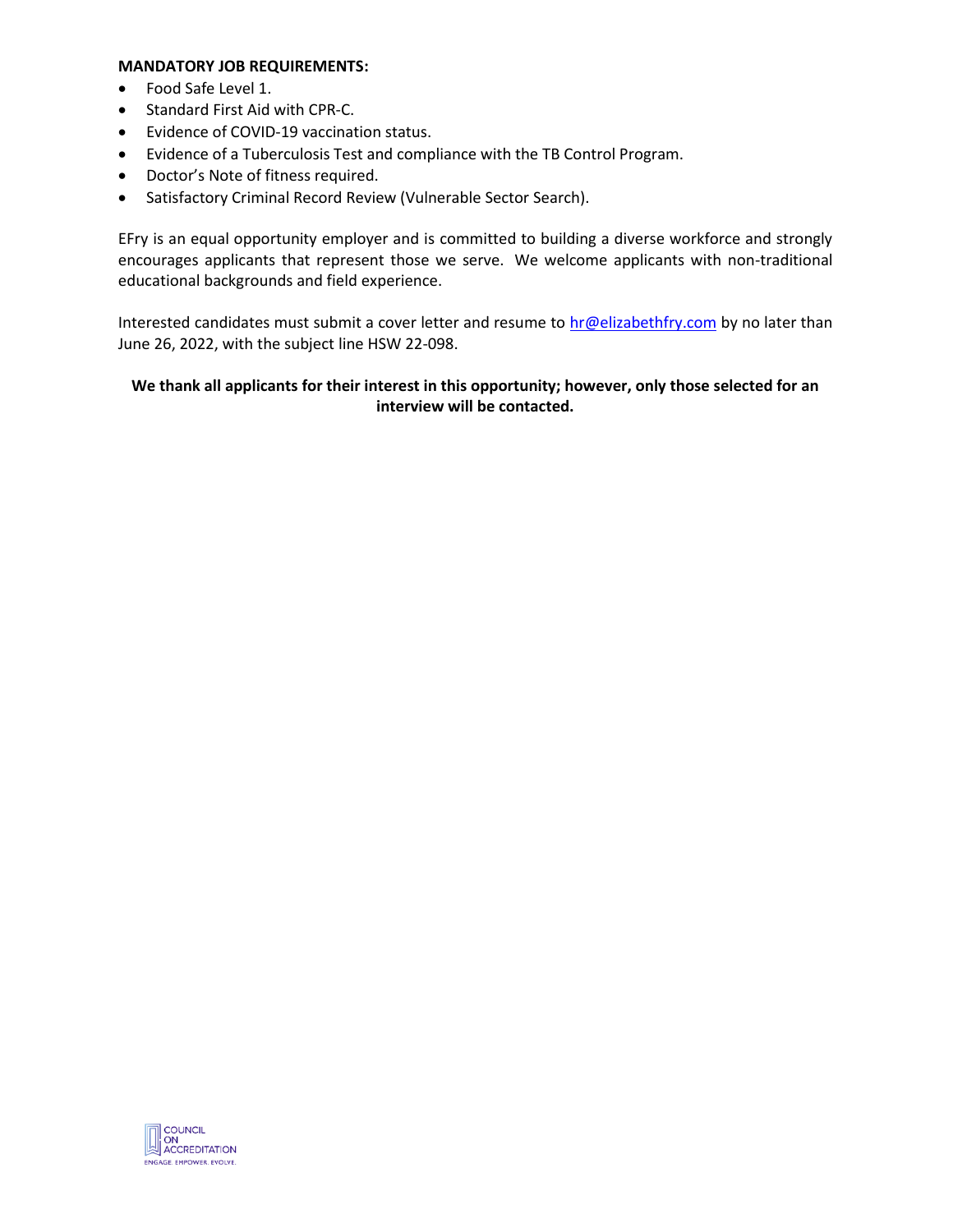**MANDATORY JOB REQUIREMENTS:**

- Food Safe Level 1.
- Standard First Aid with CPR-C.
- Evidence of COVID-19 vaccination status.
- Evidence of a Tuberculosis Test and compliance with the TB Control Program.
- Doctor's Note of fitness required.
- Satisfactory Criminal Record Review (Vulnerable Sector Search).

EFry is an equal opportunity employer and is committed to building a diverse workforce and strongly encourages applicants that represent those we serve. We welcome applicants with non-traditional educational backgrounds and field experience.

Interested candidates must submit a cover letter and resume to hr@elizabethfry.com by no later than June 26, 2022, with the subject line HSW 22-098.

**We thank all applicants for their interest in this opportunity; however, only those selected for an interview will be contacted.**

COUNCIL ON ACCREDITATION
ENGAGE. EMPOWER. EVOLVE.